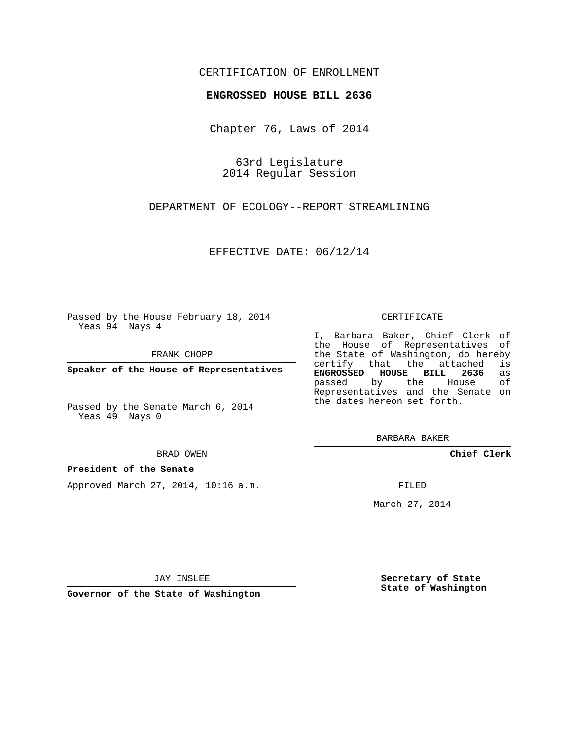CERTIFICATION OF ENROLLMENT

**ENGROSSED HOUSE BILL 2636**

Chapter 76, Laws of 2014

63rd Legislature
2014 Regular Session

DEPARTMENT OF ECOLOGY--REPORT STREAMLINING

EFFECTIVE DATE: 06/12/14

Passed by the House February 18, 2014
Yeas 94 Nays 4

FRANK CHOPP

**Speaker of the House of Representatives**

Passed by the Senate March 6, 2014
Yeas 49 Nays 0

BRAD OWEN

**President of the Senate**

Approved March 27, 2014, 10:16 a.m.

JAY INSLEE

**Governor of the State of Washington**

CERTIFICATE

I, Barbara Baker, Chief Clerk of the House of Representatives of the State of Washington, do hereby certify that the attached is **ENGROSSED HOUSE BILL 2636** as passed by the House of Representatives and the Senate on the dates hereon set forth.

BARBARA BAKER

**Chief Clerk**

FILED

March 27, 2014

**Secretary of State**
**State of Washington**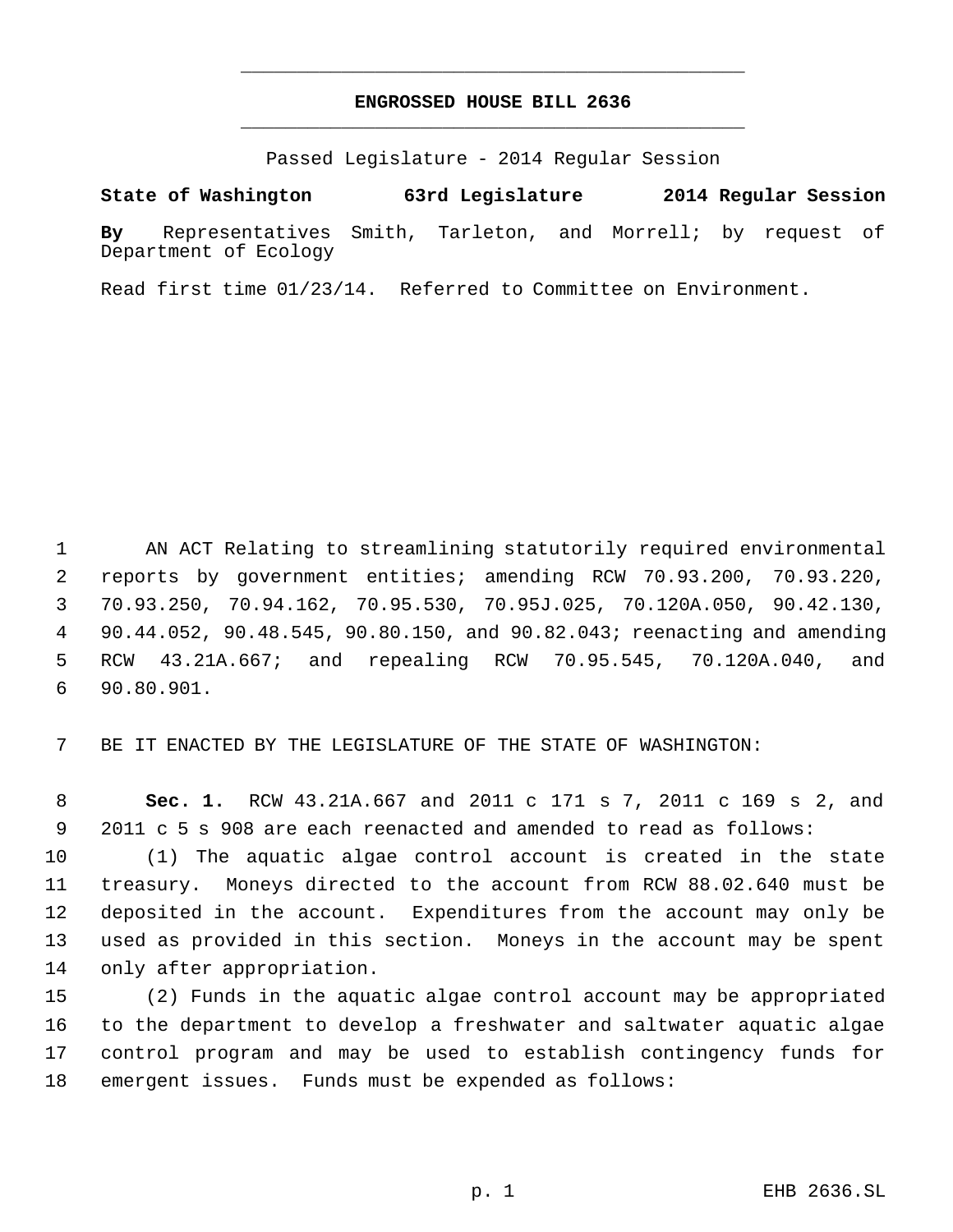# ENGROSSED HOUSE BILL 2636

Passed Legislature - 2014 Regular Session

**State of Washington 63rd Legislature 2014 Regular Session**

**By** Representatives Smith, Tarleton, and Morrell; by request of Department of Ecology

Read first time 01/23/14. Referred to Committee on Environment.

AN ACT Relating to streamlining statutorily required environmental reports by government entities; amending RCW 70.93.200, 70.93.220, 70.93.250, 70.94.162, 70.95.530, 70.95J.025, 70.120A.050, 90.42.130, 90.44.052, 90.48.545, 90.80.150, and 90.82.043; reenacting and amending RCW 43.21A.667; and repealing RCW 70.95.545, 70.120A.040, and 90.80.901.

BE IT ENACTED BY THE LEGISLATURE OF THE STATE OF WASHINGTON:

**Sec. 1.** RCW 43.21A.667 and 2011 c 171 s 7, 2011 c 169 s 2, and 2011 c 5 s 908 are each reenacted and amended to read as follows:

(1) The aquatic algae control account is created in the state treasury. Moneys directed to the account from RCW 88.02.640 must be deposited in the account. Expenditures from the account may only be used as provided in this section. Moneys in the account may be spent only after appropriation.

(2) Funds in the aquatic algae control account may be appropriated to the department to develop a freshwater and saltwater aquatic algae control program and may be used to establish contingency funds for emergent issues. Funds must be expended as follows: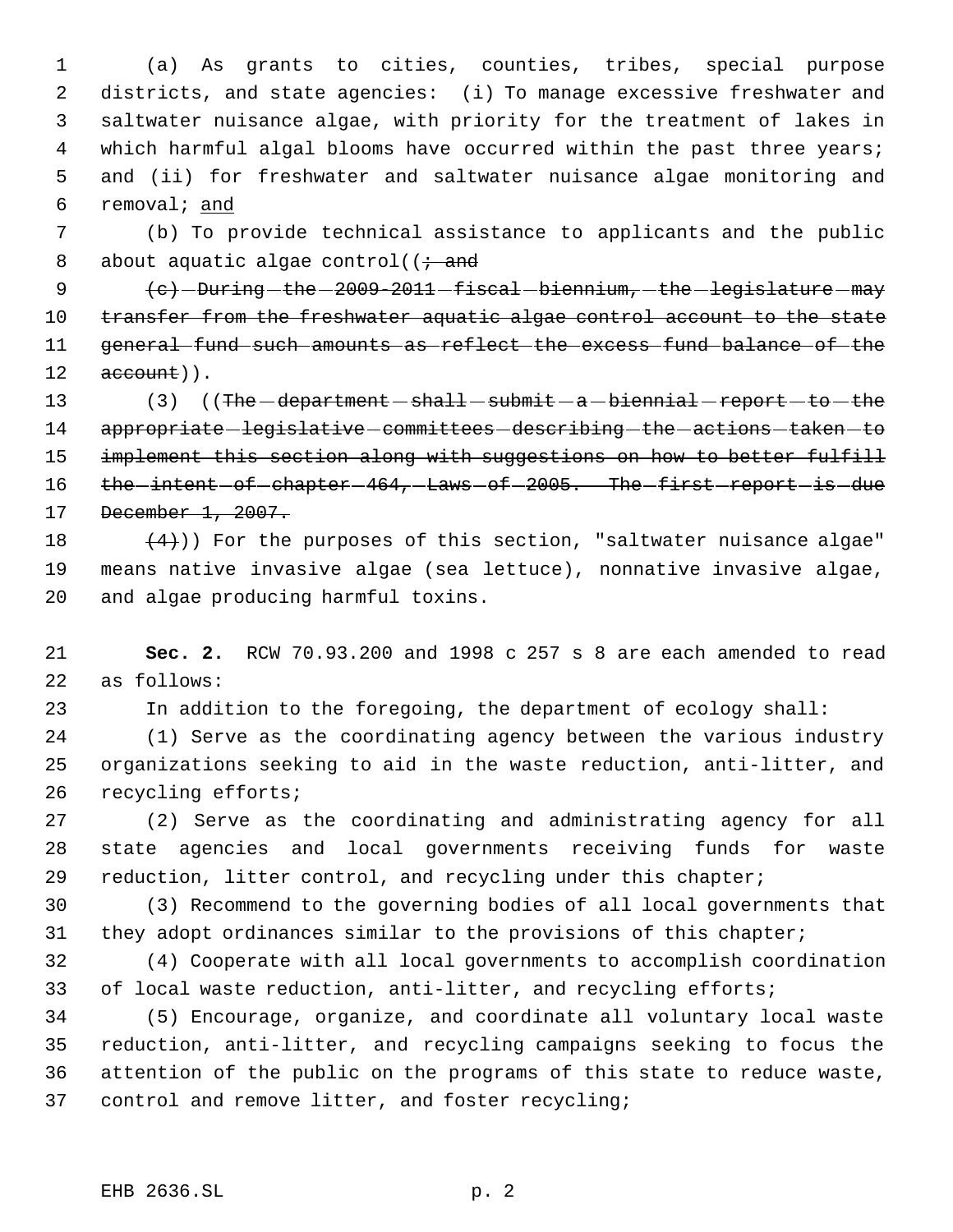(a) As grants to cities, counties, tribes, special purpose districts, and state agencies: (i) To manage excessive freshwater and saltwater nuisance algae, with priority for the treatment of lakes in which harmful algal blooms have occurred within the past three years; and (ii) for freshwater and saltwater nuisance algae monitoring and removal; and

(b) To provide technical assistance to applicants and the public about aquatic algae control((~~; and~~

~~(c) During the 2009-2011 fiscal biennium, the legislature may transfer from the freshwater aquatic algae control account to the state general fund such amounts as reflect the excess fund balance of the account~~)).

(3) ((~~The department shall submit a biennial report to the appropriate legislative committees describing the actions taken to implement this section along with suggestions on how to better fulfill the intent of chapter 464, Laws of 2005. The first report is due December 1, 2007.~~

~~(4)~~)) For the purposes of this section, "saltwater nuisance algae" means native invasive algae (sea lettuce), nonnative invasive algae, and algae producing harmful toxins.

**Sec. 2.** RCW 70.93.200 and 1998 c 257 s 8 are each amended to read as follows:

In addition to the foregoing, the department of ecology shall:

(1) Serve as the coordinating agency between the various industry organizations seeking to aid in the waste reduction, anti-litter, and recycling efforts;

(2) Serve as the coordinating and administrating agency for all state agencies and local governments receiving funds for waste reduction, litter control, and recycling under this chapter;

(3) Recommend to the governing bodies of all local governments that they adopt ordinances similar to the provisions of this chapter;

(4) Cooperate with all local governments to accomplish coordination of local waste reduction, anti-litter, and recycling efforts;

(5) Encourage, organize, and coordinate all voluntary local waste reduction, anti-litter, and recycling campaigns seeking to focus the attention of the public on the programs of this state to reduce waste, control and remove litter, and foster recycling;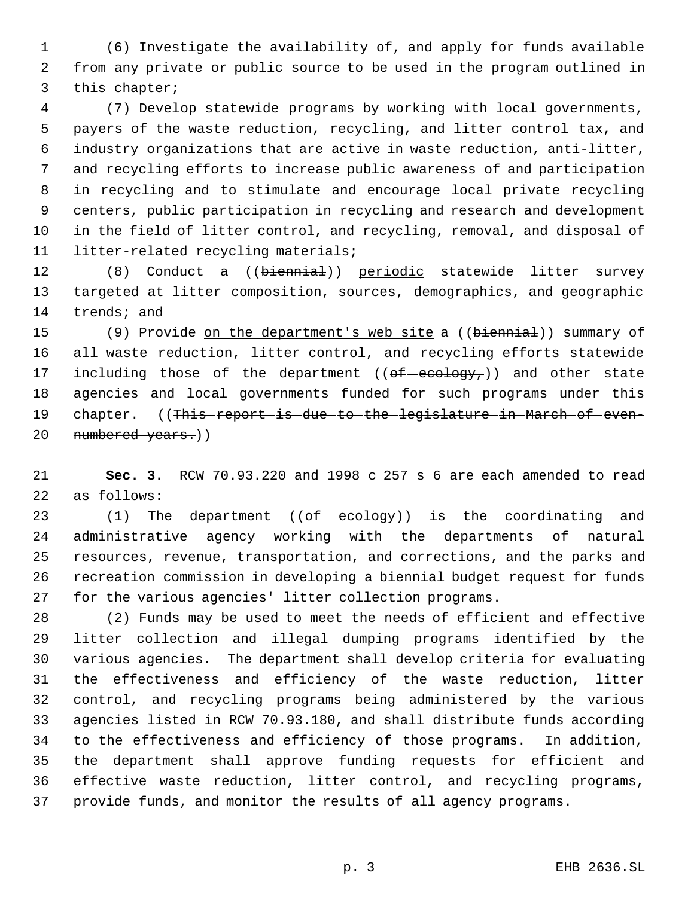(6) Investigate the availability of, and apply for funds available from any private or public source to be used in the program outlined in this chapter;

(7) Develop statewide programs by working with local governments, payers of the waste reduction, recycling, and litter control tax, and industry organizations that are active in waste reduction, anti-litter, and recycling efforts to increase public awareness of and participation in recycling and to stimulate and encourage local private recycling centers, public participation in recycling and research and development in the field of litter control, and recycling, removal, and disposal of litter-related recycling materials;

(8) Conduct a ((~~biennial~~)) <u>periodic</u> statewide litter survey targeted at litter composition, sources, demographics, and geographic trends; and

(9) Provide <u>on the department's web site</u> a ((~~biennial~~)) summary of all waste reduction, litter control, and recycling efforts statewide including those of the department ((~~of ecology,~~)) and other state agencies and local governments funded for such programs under this chapter. ((~~This report is due to the legislature in March of even-numbered years.~~))

**Sec. 3.** RCW 70.93.220 and 1998 c 257 s 6 are each amended to read as follows:

(1) The department ((~~of ecology~~)) is the coordinating and administrative agency working with the departments of natural resources, revenue, transportation, and corrections, and the parks and recreation commission in developing a biennial budget request for funds for the various agencies' litter collection programs.

(2) Funds may be used to meet the needs of efficient and effective litter collection and illegal dumping programs identified by the various agencies. The department shall develop criteria for evaluating the effectiveness and efficiency of the waste reduction, litter control, and recycling programs being administered by the various agencies listed in RCW 70.93.180, and shall distribute funds according to the effectiveness and efficiency of those programs. In addition, the department shall approve funding requests for efficient and effective waste reduction, litter control, and recycling programs, provide funds, and monitor the results of all agency programs.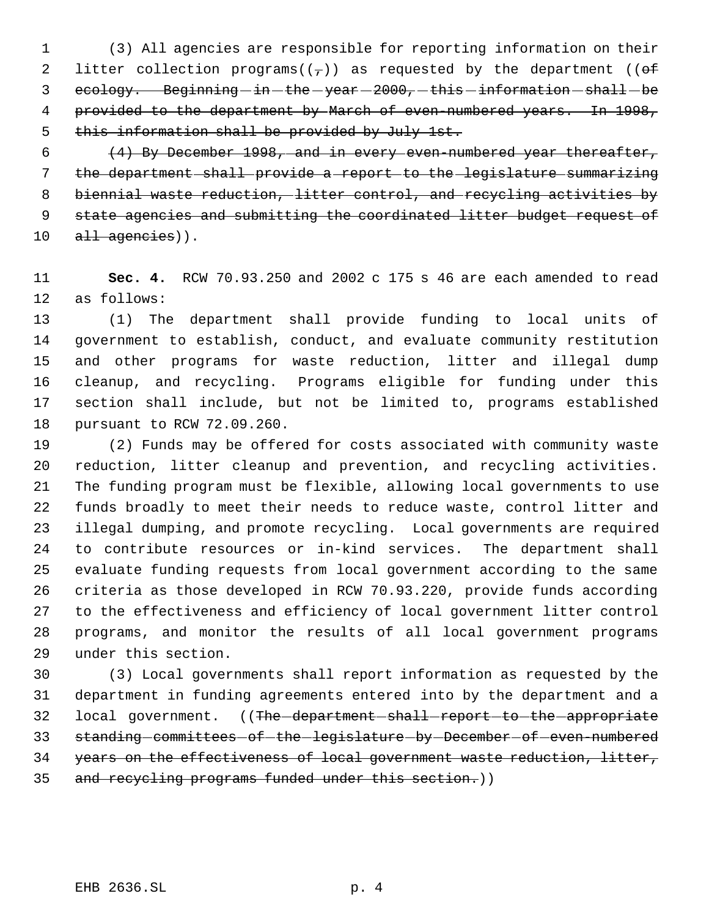(3) All agencies are responsible for reporting information on their litter collection programs((,)) as requested by the department ((~~of ecology. Beginning in the year 2000, this information shall be provided to the department by March of even-numbered years. In 1998, this information shall be provided by July 1st.~~

~~(4) By December 1998, and in every even-numbered year thereafter, the department shall provide a report to the legislature summarizing biennial waste reduction, litter control, and recycling activities by state agencies and submitting the coordinated litter budget request of all agencies~~)).

**Sec. 4.** RCW 70.93.250 and 2002 c 175 s 46 are each amended to read as follows:

(1) The department shall provide funding to local units of government to establish, conduct, and evaluate community restitution and other programs for waste reduction, litter and illegal dump cleanup, and recycling. Programs eligible for funding under this section shall include, but not be limited to, programs established pursuant to RCW 72.09.260.

(2) Funds may be offered for costs associated with community waste reduction, litter cleanup and prevention, and recycling activities. The funding program must be flexible, allowing local governments to use funds broadly to meet their needs to reduce waste, control litter and illegal dumping, and promote recycling. Local governments are required to contribute resources or in-kind services. The department shall evaluate funding requests from local government according to the same criteria as those developed in RCW 70.93.220, provide funds according to the effectiveness and efficiency of local government litter control programs, and monitor the results of all local government programs under this section.

(3) Local governments shall report information as requested by the department in funding agreements entered into by the department and a local government. ((~~The department shall report to the appropriate standing committees of the legislature by December of even-numbered years on the effectiveness of local government waste reduction, litter, and recycling programs funded under this section.~~))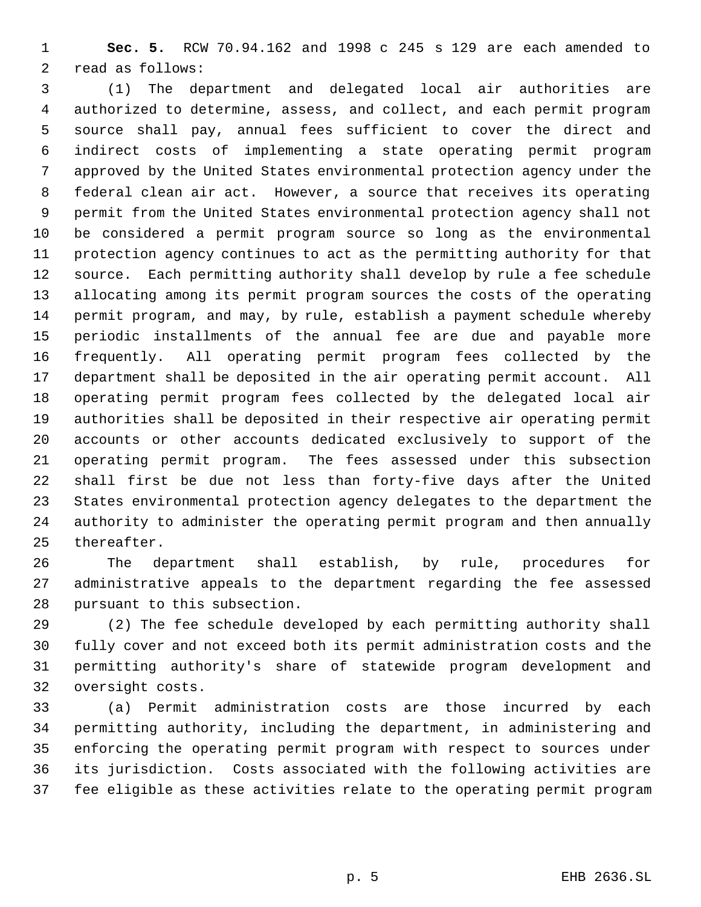**Sec. 5.** RCW 70.94.162 and 1998 c 245 s 129 are each amended to read as follows:

(1) The department and delegated local air authorities are authorized to determine, assess, and collect, and each permit program source shall pay, annual fees sufficient to cover the direct and indirect costs of implementing a state operating permit program approved by the United States environmental protection agency under the federal clean air act. However, a source that receives its operating permit from the United States environmental protection agency shall not be considered a permit program source so long as the environmental protection agency continues to act as the permitting authority for that source. Each permitting authority shall develop by rule a fee schedule allocating among its permit program sources the costs of the operating permit program, and may, by rule, establish a payment schedule whereby periodic installments of the annual fee are due and payable more frequently. All operating permit program fees collected by the department shall be deposited in the air operating permit account. All operating permit program fees collected by the delegated local air authorities shall be deposited in their respective air operating permit accounts or other accounts dedicated exclusively to support of the operating permit program. The fees assessed under this subsection shall first be due not less than forty-five days after the United States environmental protection agency delegates to the department the authority to administer the operating permit program and then annually thereafter.

The department shall establish, by rule, procedures for administrative appeals to the department regarding the fee assessed pursuant to this subsection.

(2) The fee schedule developed by each permitting authority shall fully cover and not exceed both its permit administration costs and the permitting authority's share of statewide program development and oversight costs.

(a) Permit administration costs are those incurred by each permitting authority, including the department, in administering and enforcing the operating permit program with respect to sources under its jurisdiction. Costs associated with the following activities are fee eligible as these activities relate to the operating permit program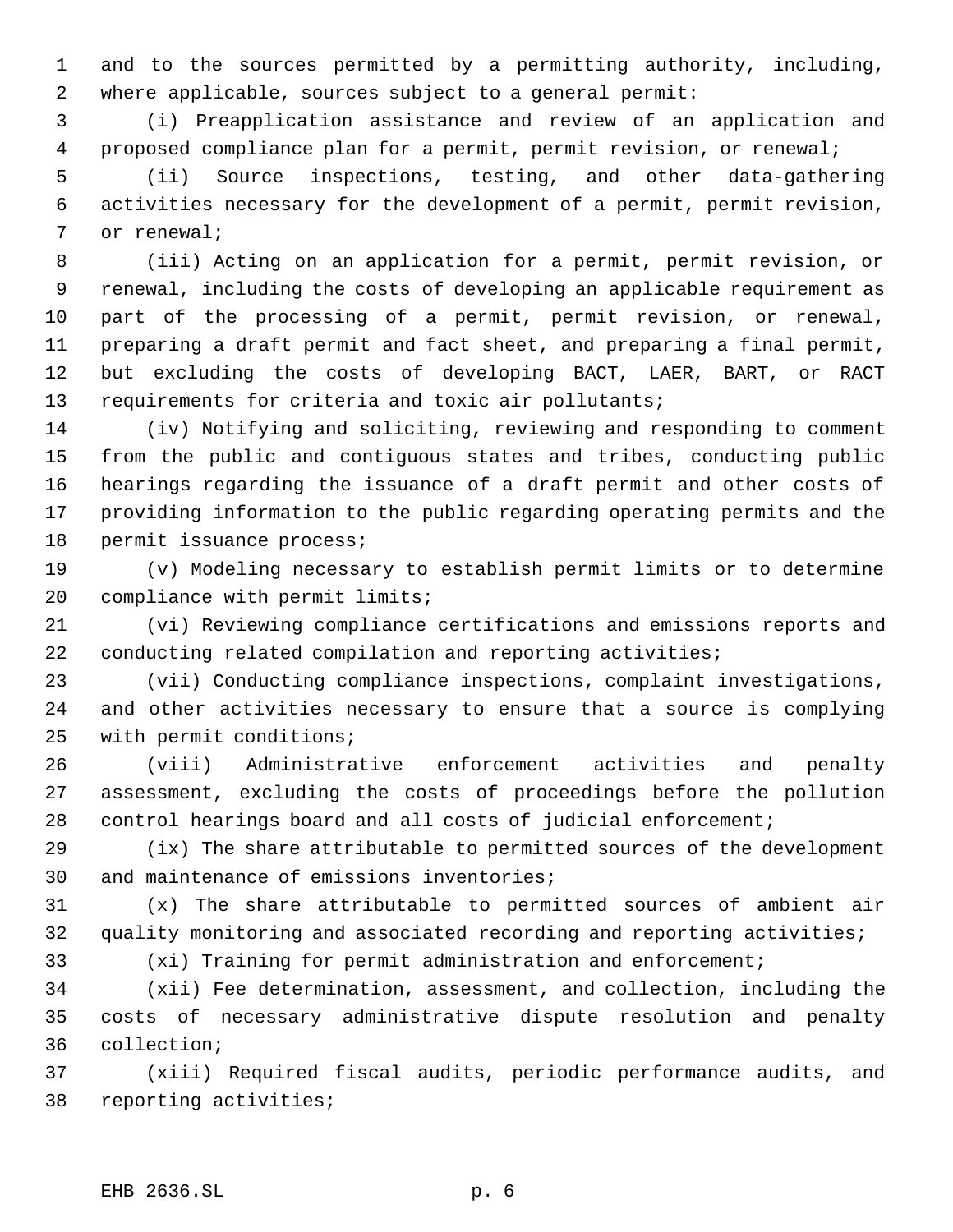and to the sources permitted by a permitting authority, including, where applicable, sources subject to a general permit:

(i) Preapplication assistance and review of an application and proposed compliance plan for a permit, permit revision, or renewal;

(ii) Source inspections, testing, and other data-gathering activities necessary for the development of a permit, permit revision, or renewal;

(iii) Acting on an application for a permit, permit revision, or renewal, including the costs of developing an applicable requirement as part of the processing of a permit, permit revision, or renewal, preparing a draft permit and fact sheet, and preparing a final permit, but excluding the costs of developing BACT, LAER, BART, or RACT requirements for criteria and toxic air pollutants;

(iv) Notifying and soliciting, reviewing and responding to comment from the public and contiguous states and tribes, conducting public hearings regarding the issuance of a draft permit and other costs of providing information to the public regarding operating permits and the permit issuance process;

(v) Modeling necessary to establish permit limits or to determine compliance with permit limits;

(vi) Reviewing compliance certifications and emissions reports and conducting related compilation and reporting activities;

(vii) Conducting compliance inspections, complaint investigations, and other activities necessary to ensure that a source is complying with permit conditions;

(viii) Administrative enforcement activities and penalty assessment, excluding the costs of proceedings before the pollution control hearings board and all costs of judicial enforcement;

(ix) The share attributable to permitted sources of the development and maintenance of emissions inventories;

(x) The share attributable to permitted sources of ambient air quality monitoring and associated recording and reporting activities;

(xi) Training for permit administration and enforcement;

(xii) Fee determination, assessment, and collection, including the costs of necessary administrative dispute resolution and penalty collection;

(xiii) Required fiscal audits, periodic performance audits, and reporting activities;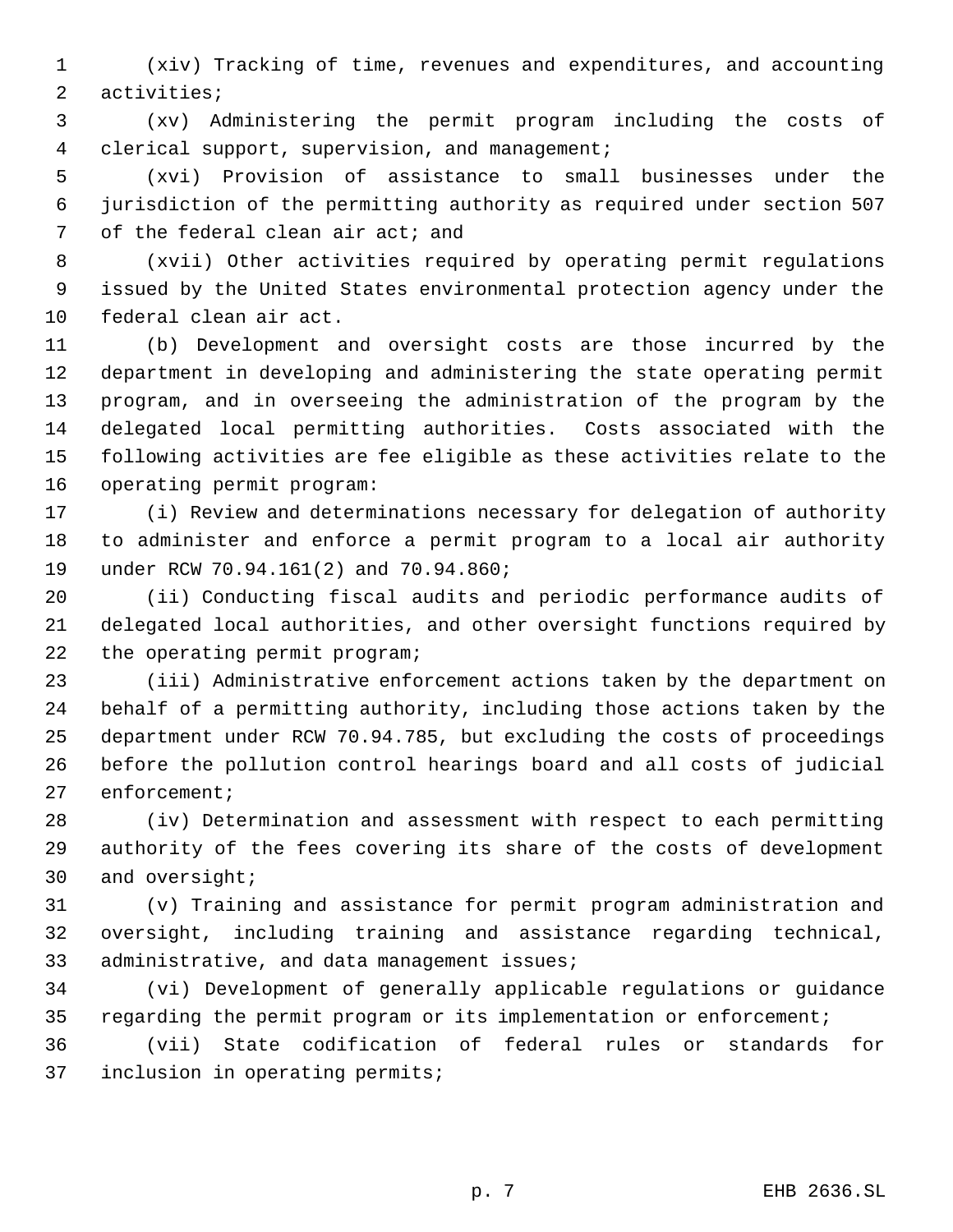(xiv) Tracking of time, revenues and expenditures, and accounting activities;

(xv) Administering the permit program including the costs of clerical support, supervision, and management;

(xvi) Provision of assistance to small businesses under the jurisdiction of the permitting authority as required under section 507 of the federal clean air act; and

(xvii) Other activities required by operating permit regulations issued by the United States environmental protection agency under the federal clean air act.

(b) Development and oversight costs are those incurred by the department in developing and administering the state operating permit program, and in overseeing the administration of the program by the delegated local permitting authorities. Costs associated with the following activities are fee eligible as these activities relate to the operating permit program:

(i) Review and determinations necessary for delegation of authority to administer and enforce a permit program to a local air authority under RCW 70.94.161(2) and 70.94.860;

(ii) Conducting fiscal audits and periodic performance audits of delegated local authorities, and other oversight functions required by the operating permit program;

(iii) Administrative enforcement actions taken by the department on behalf of a permitting authority, including those actions taken by the department under RCW 70.94.785, but excluding the costs of proceedings before the pollution control hearings board and all costs of judicial enforcement;

(iv) Determination and assessment with respect to each permitting authority of the fees covering its share of the costs of development and oversight;

(v) Training and assistance for permit program administration and oversight, including training and assistance regarding technical, administrative, and data management issues;

(vi) Development of generally applicable regulations or guidance regarding the permit program or its implementation or enforcement;

(vii) State codification of federal rules or standards for inclusion in operating permits;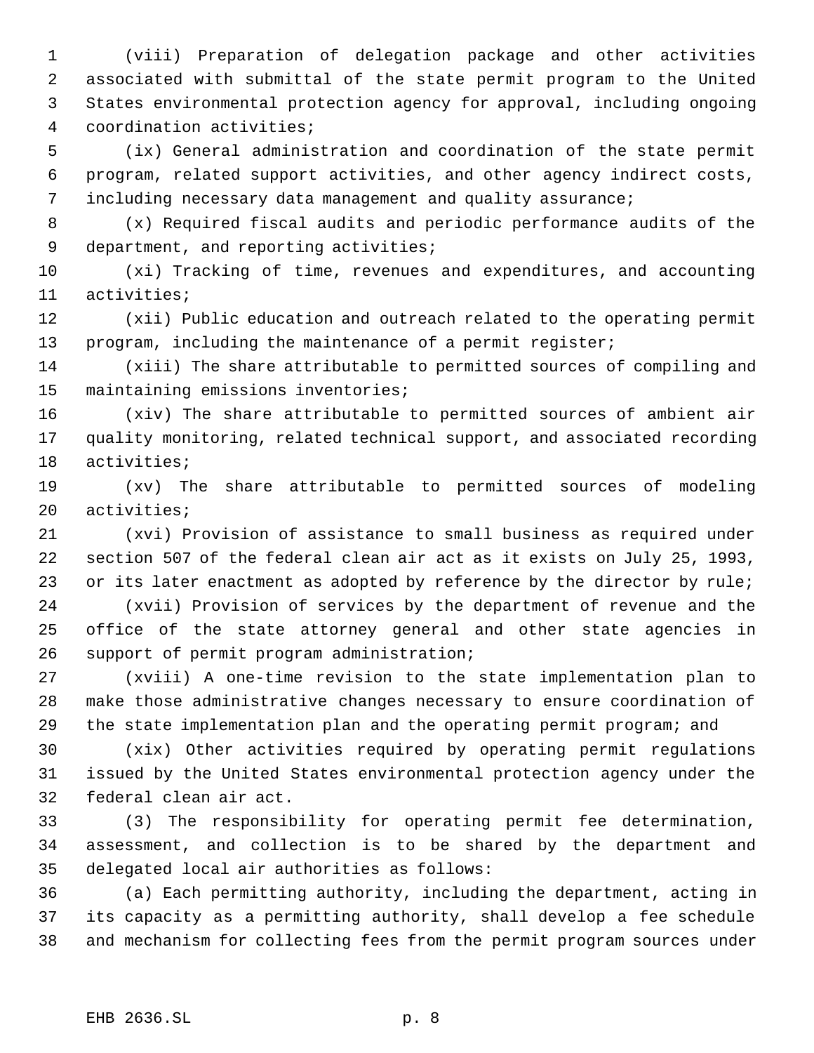(viii) Preparation of delegation package and other activities associated with submittal of the state permit program to the United States environmental protection agency for approval, including ongoing coordination activities;

(ix) General administration and coordination of the state permit program, related support activities, and other agency indirect costs, including necessary data management and quality assurance;

(x) Required fiscal audits and periodic performance audits of the department, and reporting activities;

(xi) Tracking of time, revenues and expenditures, and accounting activities;

(xii) Public education and outreach related to the operating permit program, including the maintenance of a permit register;

(xiii) The share attributable to permitted sources of compiling and maintaining emissions inventories;

(xiv) The share attributable to permitted sources of ambient air quality monitoring, related technical support, and associated recording activities;

(xv) The share attributable to permitted sources of modeling activities;

(xvi) Provision of assistance to small business as required under section 507 of the federal clean air act as it exists on July 25, 1993, or its later enactment as adopted by reference by the director by rule;

(xvii) Provision of services by the department of revenue and the office of the state attorney general and other state agencies in support of permit program administration;

(xviii) A one-time revision to the state implementation plan to make those administrative changes necessary to ensure coordination of the state implementation plan and the operating permit program; and

(xix) Other activities required by operating permit regulations issued by the United States environmental protection agency under the federal clean air act.

(3) The responsibility for operating permit fee determination, assessment, and collection is to be shared by the department and delegated local air authorities as follows:

(a) Each permitting authority, including the department, acting in its capacity as a permitting authority, shall develop a fee schedule and mechanism for collecting fees from the permit program sources under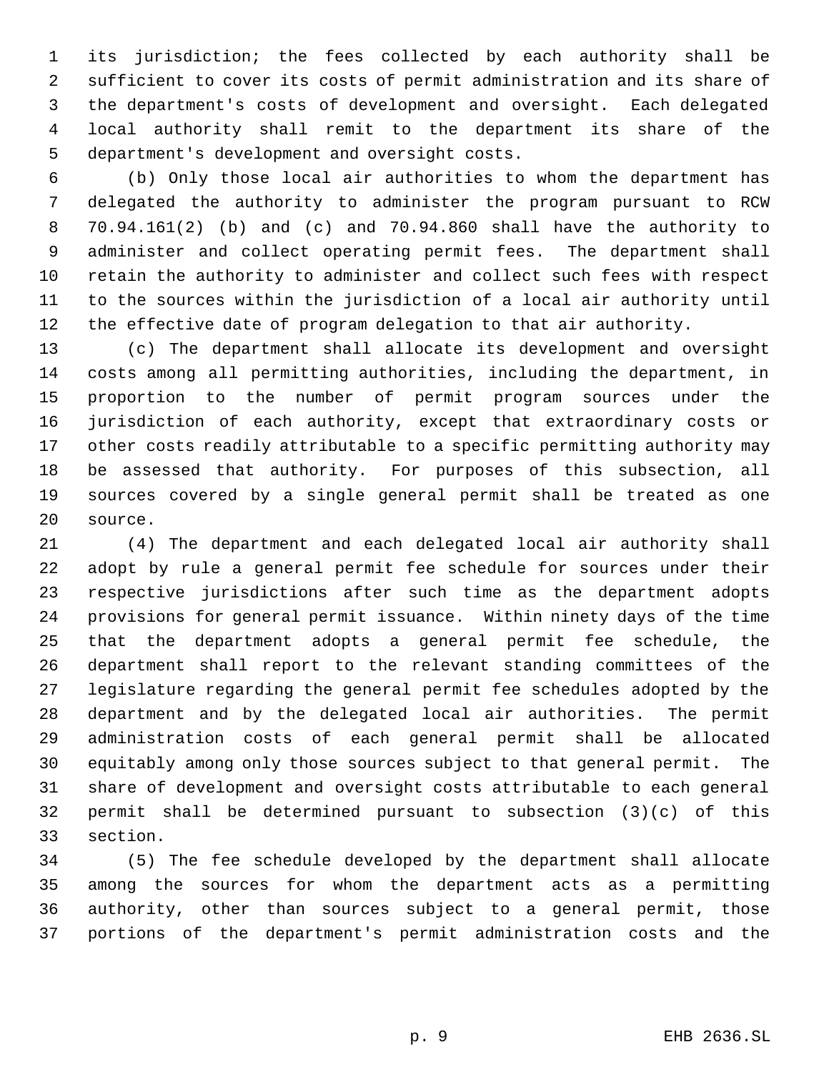its jurisdiction; the fees collected by each authority shall be sufficient to cover its costs of permit administration and its share of the department's costs of development and oversight. Each delegated local authority shall remit to the department its share of the department's development and oversight costs.

(b) Only those local air authorities to whom the department has delegated the authority to administer the program pursuant to RCW 70.94.161(2) (b) and (c) and 70.94.860 shall have the authority to administer and collect operating permit fees. The department shall retain the authority to administer and collect such fees with respect to the sources within the jurisdiction of a local air authority until the effective date of program delegation to that air authority.

(c) The department shall allocate its development and oversight costs among all permitting authorities, including the department, in proportion to the number of permit program sources under the jurisdiction of each authority, except that extraordinary costs or other costs readily attributable to a specific permitting authority may be assessed that authority. For purposes of this subsection, all sources covered by a single general permit shall be treated as one source.

(4) The department and each delegated local air authority shall adopt by rule a general permit fee schedule for sources under their respective jurisdictions after such time as the department adopts provisions for general permit issuance. Within ninety days of the time that the department adopts a general permit fee schedule, the department shall report to the relevant standing committees of the legislature regarding the general permit fee schedules adopted by the department and by the delegated local air authorities. The permit administration costs of each general permit shall be allocated equitably among only those sources subject to that general permit. The share of development and oversight costs attributable to each general permit shall be determined pursuant to subsection (3)(c) of this section.

(5) The fee schedule developed by the department shall allocate among the sources for whom the department acts as a permitting authority, other than sources subject to a general permit, those portions of the department's permit administration costs and the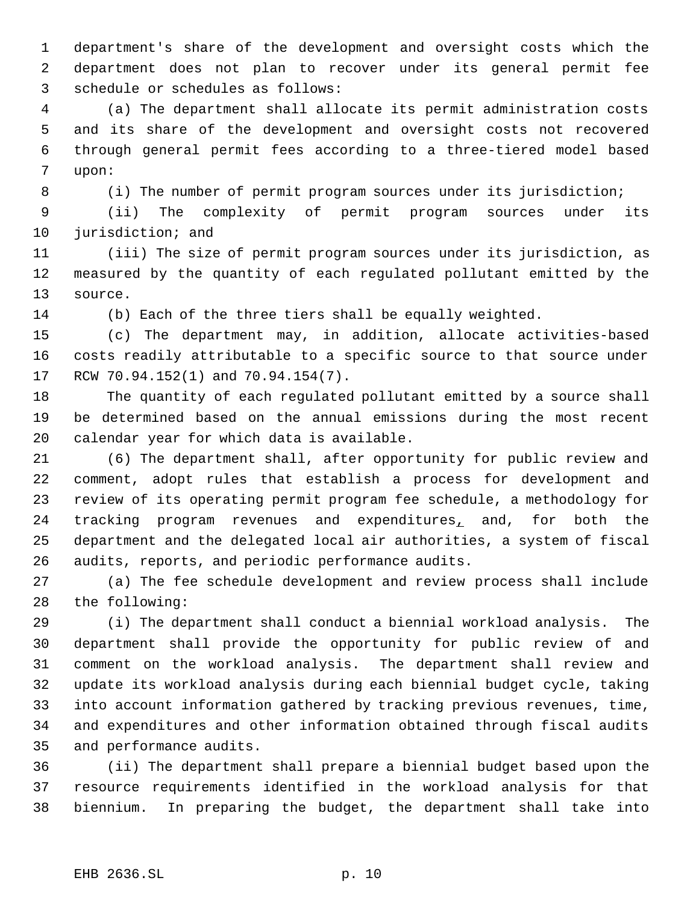department's share of the development and oversight costs which the department does not plan to recover under its general permit fee schedule or schedules as follows:

(a) The department shall allocate its permit administration costs and its share of the development and oversight costs not recovered through general permit fees according to a three-tiered model based upon:

(i) The number of permit program sources under its jurisdiction;

(ii) The complexity of permit program sources under its jurisdiction; and

(iii) The size of permit program sources under its jurisdiction, as measured by the quantity of each regulated pollutant emitted by the source.

(b) Each of the three tiers shall be equally weighted.

(c) The department may, in addition, allocate activities-based costs readily attributable to a specific source to that source under RCW 70.94.152(1) and 70.94.154(7).

The quantity of each regulated pollutant emitted by a source shall be determined based on the annual emissions during the most recent calendar year for which data is available.

(6) The department shall, after opportunity for public review and comment, adopt rules that establish a process for development and review of its operating permit program fee schedule, a methodology for tracking program revenues and expenditures, and, for both the department and the delegated local air authorities, a system of fiscal audits, reports, and periodic performance audits.

(a) The fee schedule development and review process shall include the following:

(i) The department shall conduct a biennial workload analysis. The department shall provide the opportunity for public review of and comment on the workload analysis. The department shall review and update its workload analysis during each biennial budget cycle, taking into account information gathered by tracking previous revenues, time, and expenditures and other information obtained through fiscal audits and performance audits.

(ii) The department shall prepare a biennial budget based upon the resource requirements identified in the workload analysis for that biennium. In preparing the budget, the department shall take into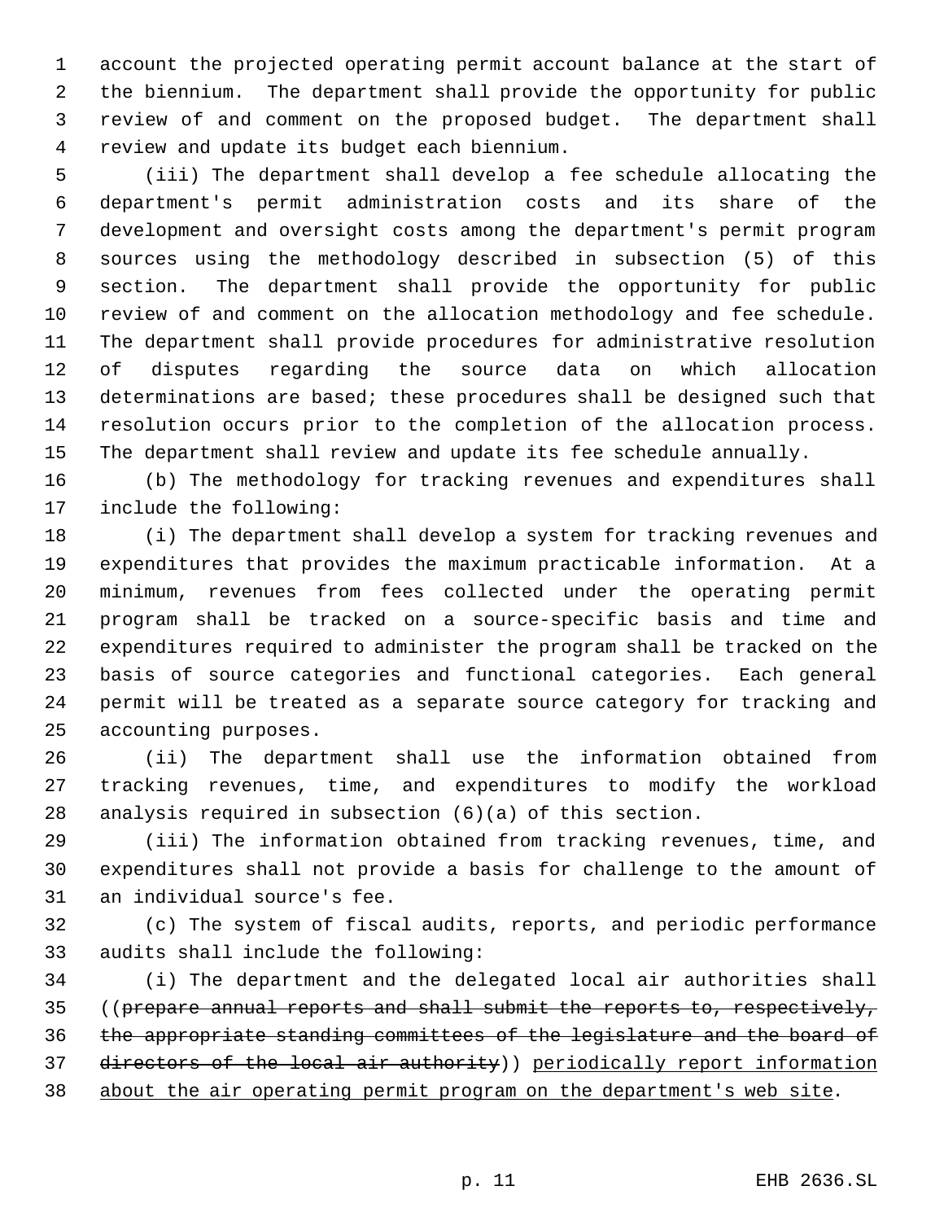account the projected operating permit account balance at the start of the biennium. The department shall provide the opportunity for public review of and comment on the proposed budget. The department shall review and update its budget each biennium.

(iii) The department shall develop a fee schedule allocating the department's permit administration costs and its share of the development and oversight costs among the department's permit program sources using the methodology described in subsection (5) of this section. The department shall provide the opportunity for public review of and comment on the allocation methodology and fee schedule. The department shall provide procedures for administrative resolution of disputes regarding the source data on which allocation determinations are based; these procedures shall be designed such that resolution occurs prior to the completion of the allocation process. The department shall review and update its fee schedule annually.

(b) The methodology for tracking revenues and expenditures shall include the following:

(i) The department shall develop a system for tracking revenues and expenditures that provides the maximum practicable information. At a minimum, revenues from fees collected under the operating permit program shall be tracked on a source-specific basis and time and expenditures required to administer the program shall be tracked on the basis of source categories and functional categories. Each general permit will be treated as a separate source category for tracking and accounting purposes.

(ii) The department shall use the information obtained from tracking revenues, time, and expenditures to modify the workload analysis required in subsection (6)(a) of this section.

(iii) The information obtained from tracking revenues, time, and expenditures shall not provide a basis for challenge to the amount of an individual source's fee.

(c) The system of fiscal audits, reports, and periodic performance audits shall include the following:

(i) The department and the delegated local air authorities shall ((~~prepare annual reports and shall submit the reports to, respectively, the appropriate standing committees of the legislature and the board of directors of the local air authority~~)) <u>periodically report information about the air operating permit program on the department's web site</u>.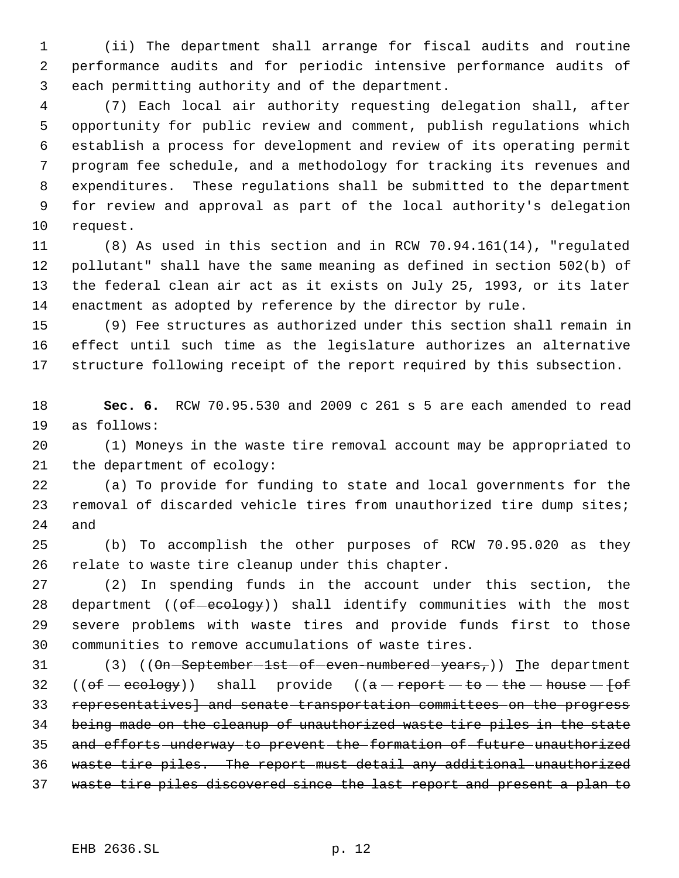(ii) The department shall arrange for fiscal audits and routine performance audits and for periodic intensive performance audits of each permitting authority and of the department.

(7) Each local air authority requesting delegation shall, after opportunity for public review and comment, publish regulations which establish a process for development and review of its operating permit program fee schedule, and a methodology for tracking its revenues and expenditures. These regulations shall be submitted to the department for review and approval as part of the local authority's delegation request.

(8) As used in this section and in RCW 70.94.161(14), "regulated pollutant" shall have the same meaning as defined in section 502(b) of the federal clean air act as it exists on July 25, 1993, or its later enactment as adopted by reference by the director by rule.

(9) Fee structures as authorized under this section shall remain in effect until such time as the legislature authorizes an alternative structure following receipt of the report required by this subsection.

**Sec. 6.** RCW 70.95.530 and 2009 c 261 s 5 are each amended to read as follows:

(1) Moneys in the waste tire removal account may be appropriated to the department of ecology:

(a) To provide for funding to state and local governments for the removal of discarded vehicle tires from unauthorized tire dump sites; and

(b) To accomplish the other purposes of RCW 70.95.020 as they relate to waste tire cleanup under this chapter.

(2) In spending funds in the account under this section, the department ((~~of ecology~~)) shall identify communities with the most severe problems with waste tires and provide funds first to those communities to remove accumulations of waste tires.

(3) ((~~On September 1st of even-numbered years,~~)) <u>T</u>he department ((~~of ecology~~)) shall provide ((~~a report to the house [of representatives] and senate transportation committees on the progress being made on the cleanup of unauthorized waste tire piles in the state and efforts underway to prevent the formation of future unauthorized waste tire piles. The report must detail any additional unauthorized waste tire piles discovered since the last report and present a plan to~~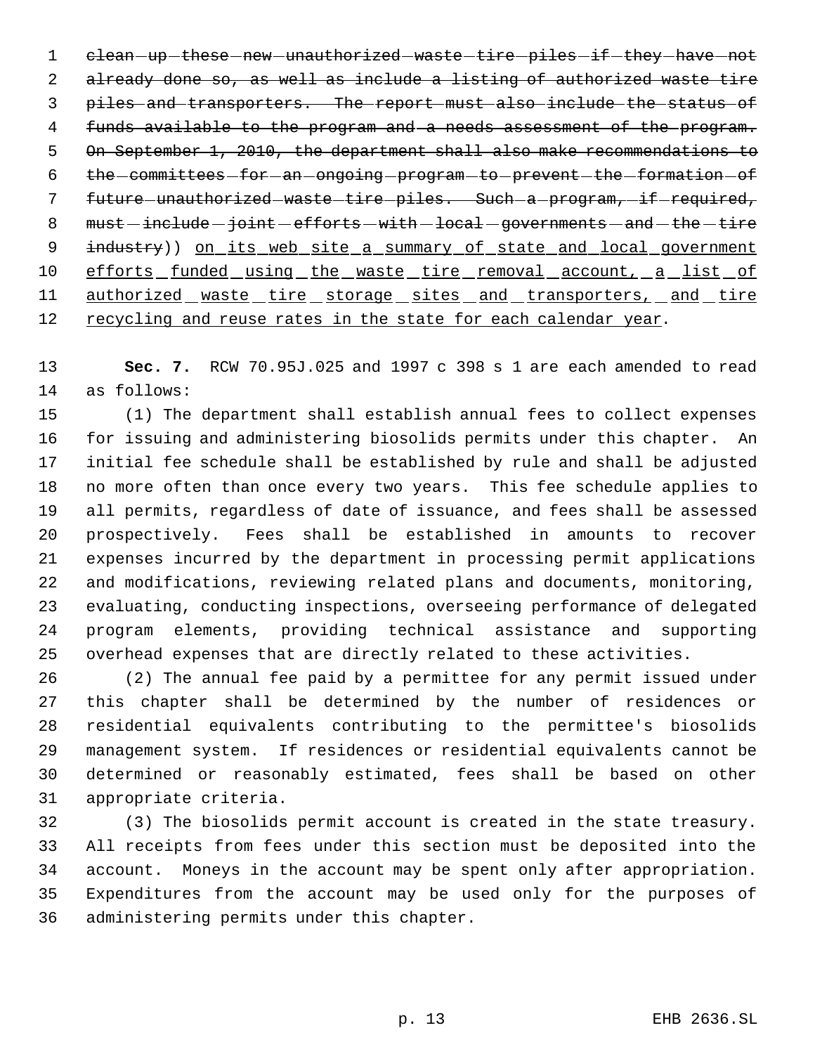~~clean up these new unauthorized waste tire piles if they have not already done so, as well as include a listing of authorized waste tire piles and transporters. The report must also include the status of funds available to the program and a needs assessment of the program. On September 1, 2010, the department shall also make recommendations to the committees for an ongoing program to prevent the formation of future unauthorized waste tire piles. Such a program, if required, must include joint efforts with local governments and the tire industry~~)) <u>on its web site a summary of state and local government efforts funded using the waste tire removal account, a list of authorized waste tire storage sites and transporters, and tire recycling and reuse rates in the state for each calendar year</u>.

**Sec. 7.** RCW 70.95J.025 and 1997 c 398 s 1 are each amended to read as follows:

(1) The department shall establish annual fees to collect expenses for issuing and administering biosolids permits under this chapter. An initial fee schedule shall be established by rule and shall be adjusted no more often than once every two years. This fee schedule applies to all permits, regardless of date of issuance, and fees shall be assessed prospectively. Fees shall be established in amounts to recover expenses incurred by the department in processing permit applications and modifications, reviewing related plans and documents, monitoring, evaluating, conducting inspections, overseeing performance of delegated program elements, providing technical assistance and supporting overhead expenses that are directly related to these activities.

(2) The annual fee paid by a permittee for any permit issued under this chapter shall be determined by the number of residences or residential equivalents contributing to the permittee's biosolids management system. If residences or residential equivalents cannot be determined or reasonably estimated, fees shall be based on other appropriate criteria.

(3) The biosolids permit account is created in the state treasury. All receipts from fees under this section must be deposited into the account. Moneys in the account may be spent only after appropriation. Expenditures from the account may be used only for the purposes of administering permits under this chapter.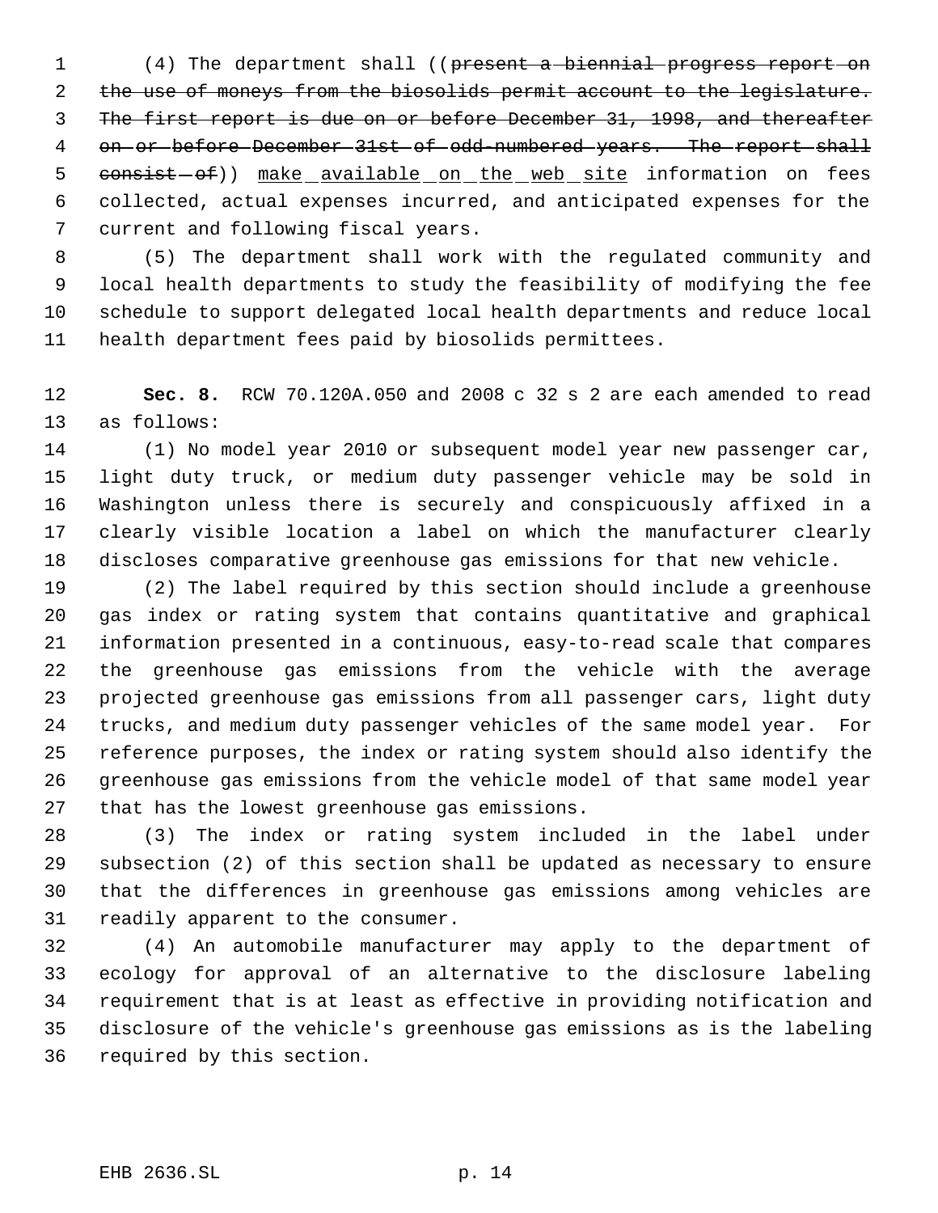(4) The department shall ((~~present a biennial progress report on the use of moneys from the biosolids permit account to the legislature. The first report is due on or before December 31, 1998, and thereafter on or before December 31st of odd-numbered years. The report shall consist of~~)) make available on the web site information on fees collected, actual expenses incurred, and anticipated expenses for the current and following fiscal years.

(5) The department shall work with the regulated community and local health departments to study the feasibility of modifying the fee schedule to support delegated local health departments and reduce local health department fees paid by biosolids permittees.

**Sec. 8.** RCW 70.120A.050 and 2008 c 32 s 2 are each amended to read as follows:

(1) No model year 2010 or subsequent model year new passenger car, light duty truck, or medium duty passenger vehicle may be sold in Washington unless there is securely and conspicuously affixed in a clearly visible location a label on which the manufacturer clearly discloses comparative greenhouse gas emissions for that new vehicle.

(2) The label required by this section should include a greenhouse gas index or rating system that contains quantitative and graphical information presented in a continuous, easy-to-read scale that compares the greenhouse gas emissions from the vehicle with the average projected greenhouse gas emissions from all passenger cars, light duty trucks, and medium duty passenger vehicles of the same model year. For reference purposes, the index or rating system should also identify the greenhouse gas emissions from the vehicle model of that same model year that has the lowest greenhouse gas emissions.

(3) The index or rating system included in the label under subsection (2) of this section shall be updated as necessary to ensure that the differences in greenhouse gas emissions among vehicles are readily apparent to the consumer.

(4) An automobile manufacturer may apply to the department of ecology for approval of an alternative to the disclosure labeling requirement that is at least as effective in providing notification and disclosure of the vehicle's greenhouse gas emissions as is the labeling required by this section.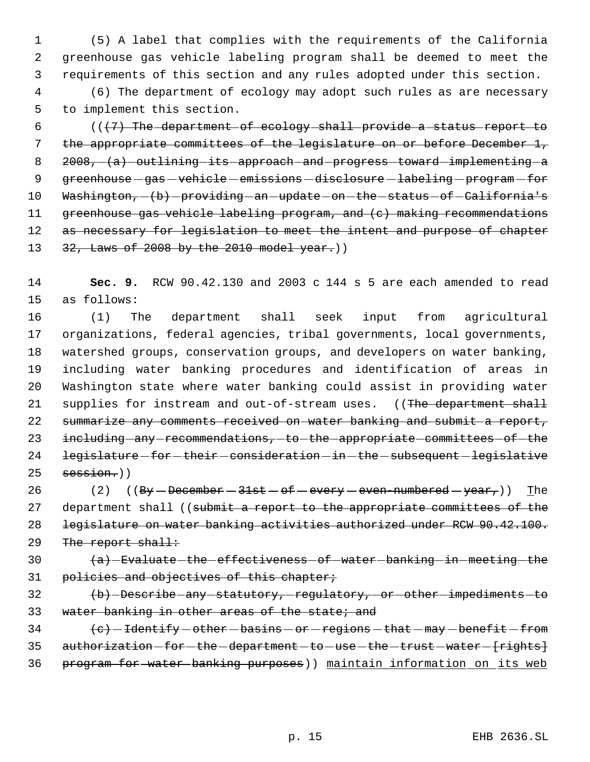(5) A label that complies with the requirements of the California greenhouse gas vehicle labeling program shall be deemed to meet the requirements of this section and any rules adopted under this section.

(6) The department of ecology may adopt such rules as are necessary to implement this section.

((~~(7) The department of ecology shall provide a status report to the appropriate committees of the legislature on or before December 1, 2008, (a) outlining its approach and progress toward implementing a greenhouse gas vehicle emissions disclosure labeling program for Washington, (b) providing an update on the status of California's greenhouse gas vehicle labeling program, and (c) making recommendations as necessary for legislation to meet the intent and purpose of chapter 32, Laws of 2008 by the 2010 model year.~~))

**Sec. 9.** RCW 90.42.130 and 2003 c 144 s 5 are each amended to read as follows:

(1) The department shall seek input from agricultural organizations, federal agencies, tribal governments, local governments, watershed groups, conservation groups, and developers on water banking, including water banking procedures and identification of areas in Washington state where water banking could assist in providing water supplies for instream and out-of-stream uses. ((~~The department shall summarize any comments received on water banking and submit a report, including any recommendations, to the appropriate committees of the legislature for their consideration in the subsequent legislative session.~~))

(2) ((~~By December 31st of every even-numbered year,~~)) <u>T</u>he department shall ((~~submit a report to the appropriate committees of the legislature on water banking activities authorized under RCW 90.42.100. The report shall:~~

~~(a) Evaluate the effectiveness of water banking in meeting the policies and objectives of this chapter;~~

~~(b) Describe any statutory, regulatory, or other impediments to water banking in other areas of the state; and~~

~~(c) Identify other basins or regions that may benefit from authorization for the department to use the trust water [rights] program for water banking purposes~~)) <u>maintain information on its web</u>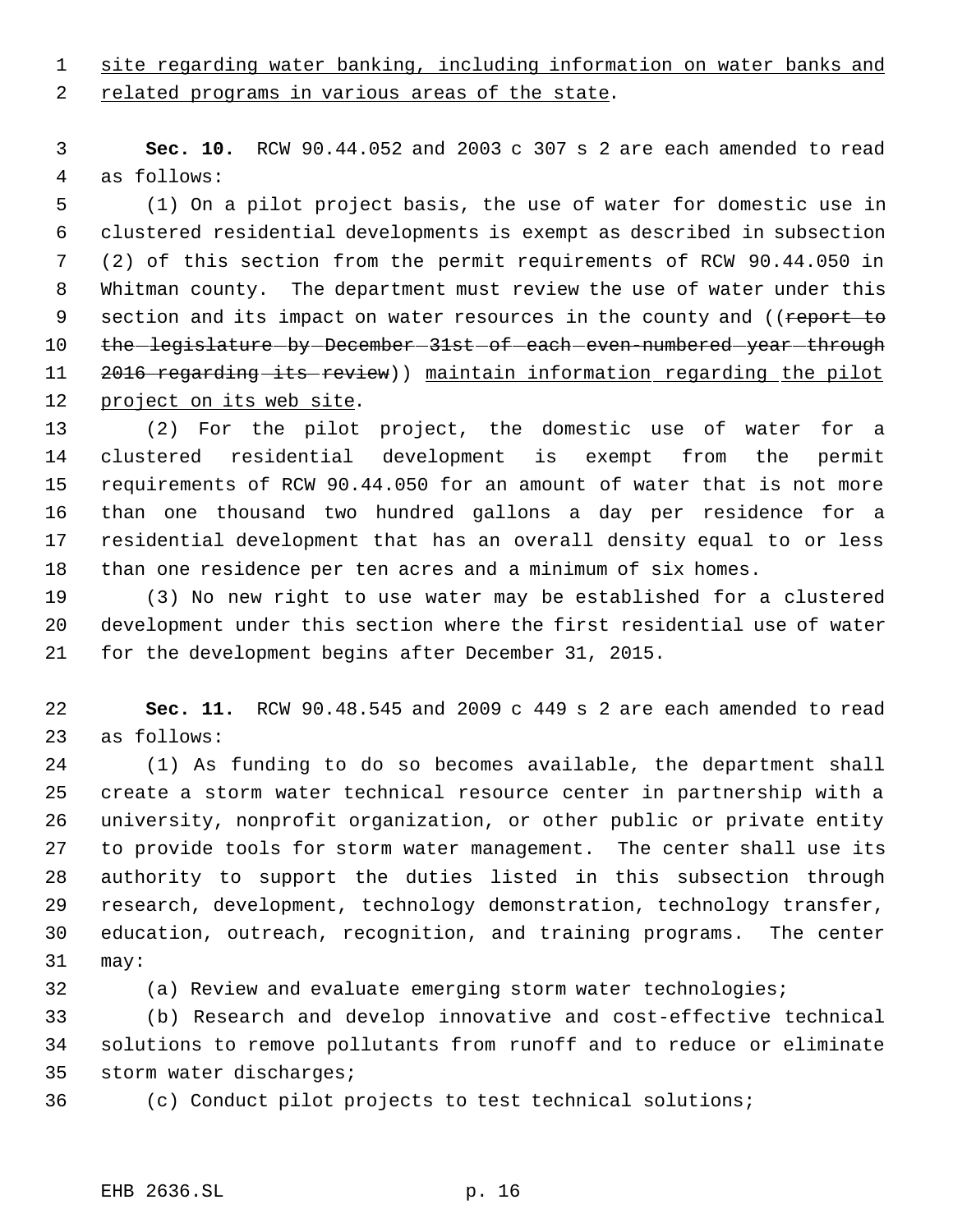site regarding water banking, including information on water banks and related programs in various areas of the state.

**Sec. 10.** RCW 90.44.052 and 2003 c 307 s 2 are each amended to read as follows:

(1) On a pilot project basis, the use of water for domestic use in clustered residential developments is exempt as described in subsection (2) of this section from the permit requirements of RCW 90.44.050 in Whitman county. The department must review the use of water under this section and its impact on water resources in the county and ((~~report to the legislature by December 31st of each even-numbered year through 2016 regarding its review~~)) maintain information regarding the pilot project on its web site.

(2) For the pilot project, the domestic use of water for a clustered residential development is exempt from the permit requirements of RCW 90.44.050 for an amount of water that is not more than one thousand two hundred gallons a day per residence for a residential development that has an overall density equal to or less than one residence per ten acres and a minimum of six homes.

(3) No new right to use water may be established for a clustered development under this section where the first residential use of water for the development begins after December 31, 2015.

**Sec. 11.** RCW 90.48.545 and 2009 c 449 s 2 are each amended to read as follows:

(1) As funding to do so becomes available, the department shall create a storm water technical resource center in partnership with a university, nonprofit organization, or other public or private entity to provide tools for storm water management. The center shall use its authority to support the duties listed in this subsection through research, development, technology demonstration, technology transfer, education, outreach, recognition, and training programs. The center may:

(a) Review and evaluate emerging storm water technologies;

(b) Research and develop innovative and cost-effective technical solutions to remove pollutants from runoff and to reduce or eliminate storm water discharges;

(c) Conduct pilot projects to test technical solutions;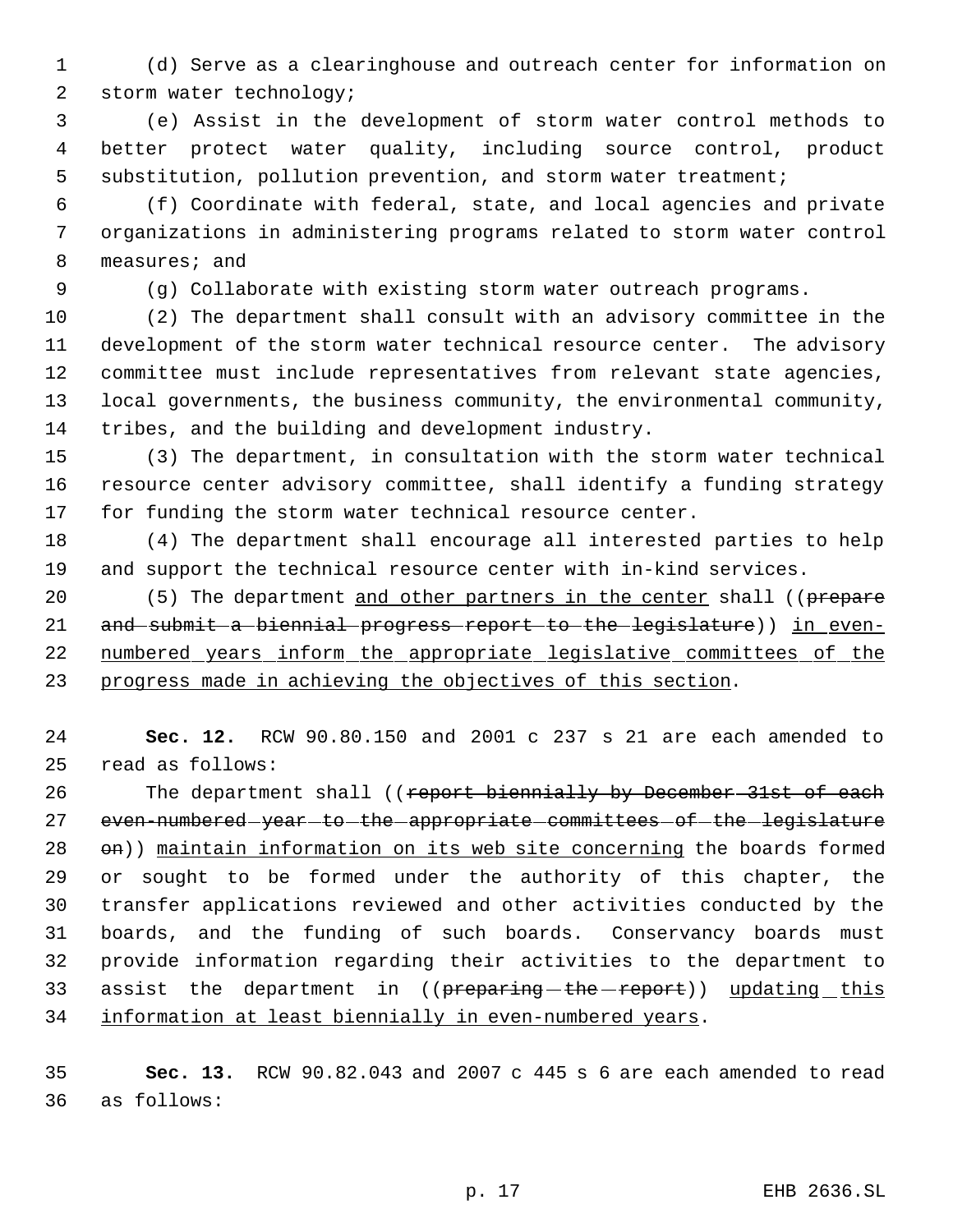(d) Serve as a clearinghouse and outreach center for information on storm water technology;

(e) Assist in the development of storm water control methods to better protect water quality, including source control, product substitution, pollution prevention, and storm water treatment;

(f) Coordinate with federal, state, and local agencies and private organizations in administering programs related to storm water control measures; and

(g) Collaborate with existing storm water outreach programs.

(2) The department shall consult with an advisory committee in the development of the storm water technical resource center. The advisory committee must include representatives from relevant state agencies, local governments, the business community, the environmental community, tribes, and the building and development industry.

(3) The department, in consultation with the storm water technical resource center advisory committee, shall identify a funding strategy for funding the storm water technical resource center.

(4) The department shall encourage all interested parties to help and support the technical resource center with in-kind services.

(5) The department and other partners in the center shall ((~~prepare and submit a biennial progress report to the legislature~~)) in even-numbered years inform the appropriate legislative committees of the progress made in achieving the objectives of this section.

**Sec. 12.** RCW 90.80.150 and 2001 c 237 s 21 are each amended to read as follows:

The department shall ((~~report biennially by December 31st of each even-numbered year to the appropriate committees of the legislature on~~)) maintain information on its web site concerning the boards formed or sought to be formed under the authority of this chapter, the transfer applications reviewed and other activities conducted by the boards, and the funding of such boards. Conservancy boards must provide information regarding their activities to the department to assist the department in ((~~preparing the report~~)) updating this information at least biennially in even-numbered years.

**Sec. 13.** RCW 90.82.043 and 2007 c 445 s 6 are each amended to read as follows: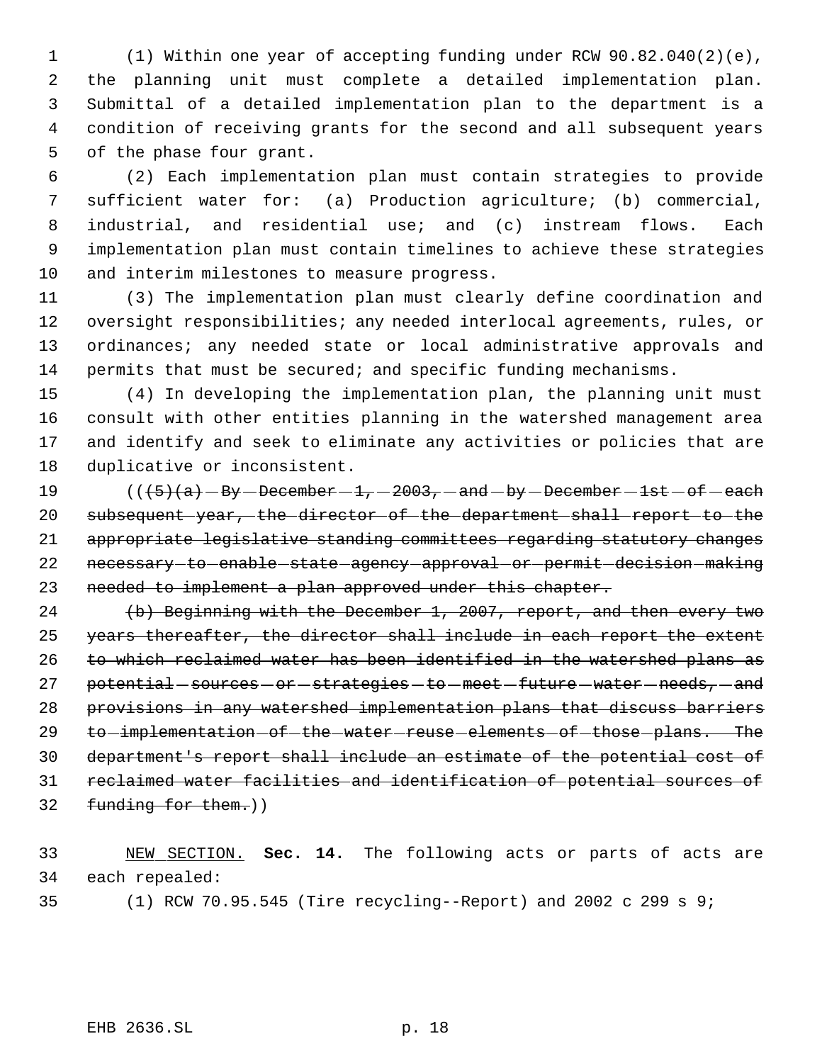(1) Within one year of accepting funding under RCW 90.82.040(2)(e), the planning unit must complete a detailed implementation plan. Submittal of a detailed implementation plan to the department is a condition of receiving grants for the second and all subsequent years of the phase four grant.

(2) Each implementation plan must contain strategies to provide sufficient water for: (a) Production agriculture; (b) commercial, industrial, and residential use; and (c) instream flows. Each implementation plan must contain timelines to achieve these strategies and interim milestones to measure progress.

(3) The implementation plan must clearly define coordination and oversight responsibilities; any needed interlocal agreements, rules, or ordinances; any needed state or local administrative approvals and permits that must be secured; and specific funding mechanisms.

(4) In developing the implementation plan, the planning unit must consult with other entities planning in the watershed management area and identify and seek to eliminate any activities or policies that are duplicative or inconsistent.

((~~(5)(a) By December 1, 2003, and by December 1st of each subsequent year, the director of the department shall report to the appropriate legislative standing committees regarding statutory changes necessary to enable state agency approval or permit decision making needed to implement a plan approved under this chapter.~~

~~(b) Beginning with the December 1, 2007, report, and then every two years thereafter, the director shall include in each report the extent to which reclaimed water has been identified in the watershed plans as potential sources or strategies to meet future water needs, and provisions in any watershed implementation plans that discuss barriers to implementation of the water reuse elements of those plans. The department's report shall include an estimate of the potential cost of reclaimed water facilities and identification of potential sources of funding for them.~~))

NEW SECTION. **Sec. 14.** The following acts or parts of acts are each repealed:

(1) RCW 70.95.545 (Tire recycling--Report) and 2002 c 299 s 9;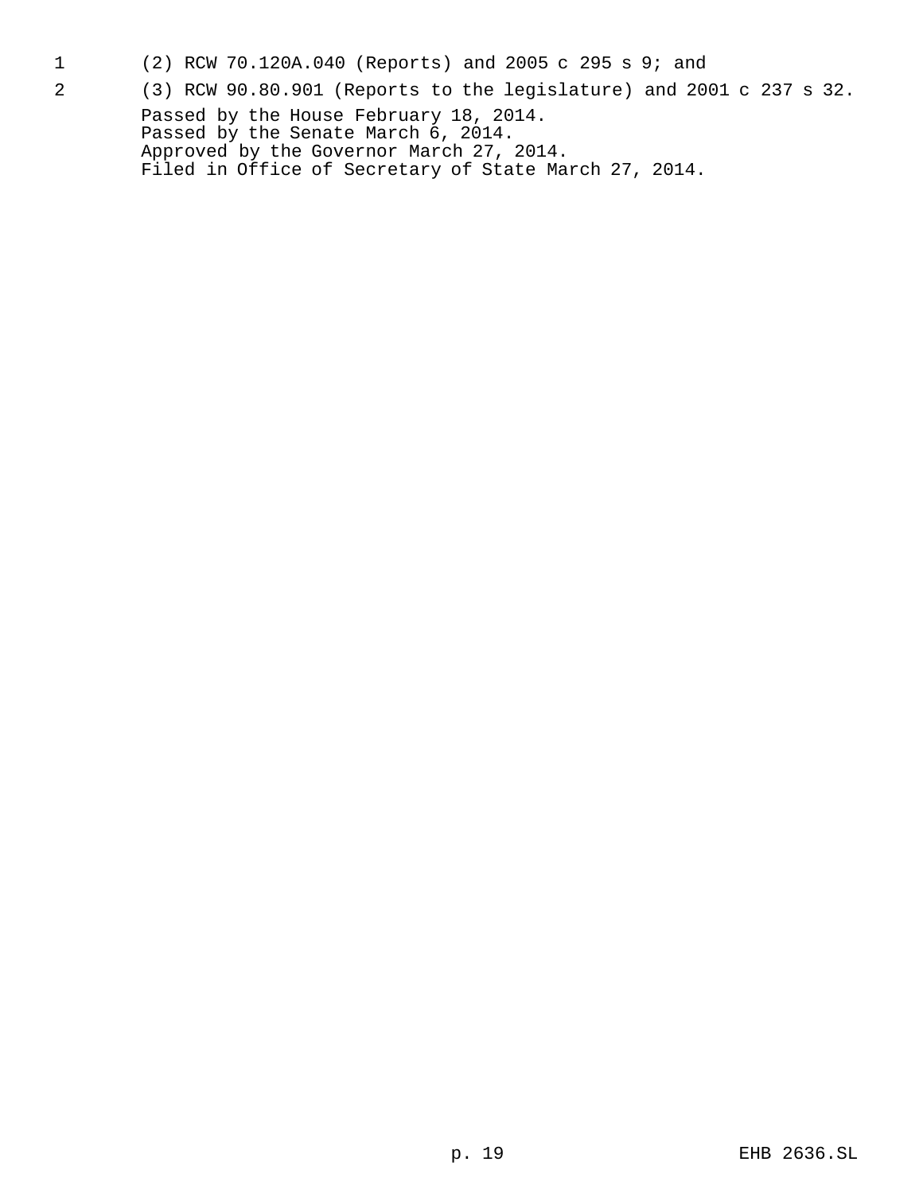(2) RCW 70.120A.040 (Reports) and 2005 c 295 s 9; and

(3) RCW 90.80.901 (Reports to the legislature) and 2001 c 237 s 32.

Passed by the House February 18, 2014.
Passed by the Senate March 6, 2014.
Approved by the Governor March 27, 2014.
Filed in Office of Secretary of State March 27, 2014.